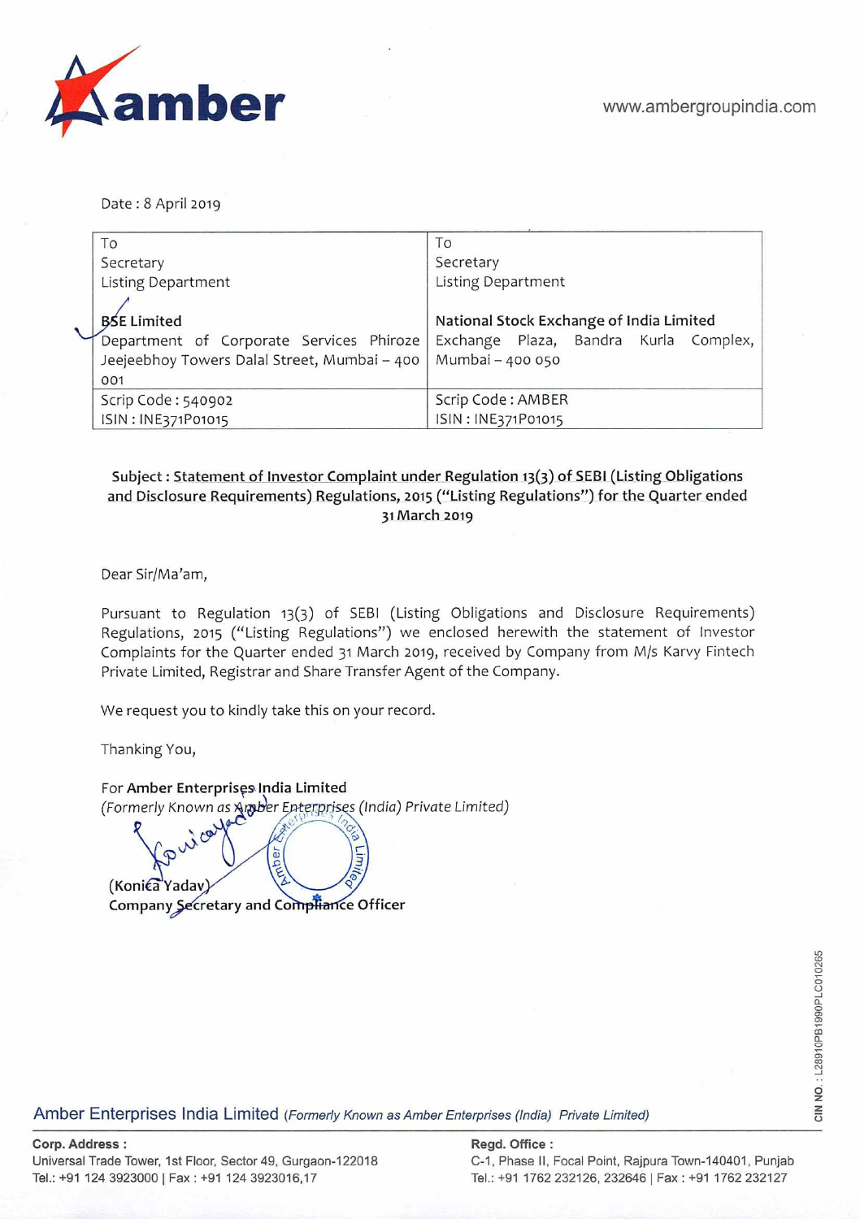www.ambergroupindia.com

Date : 8 April 2019

| To<br>Secretary<br>Listing Department<br><br>**BSE Limited**<br>Department of Corporate Services Phiroze Jeejeebhoy Towers Dalal Street, Mumbai – 400 001 | To<br>Secretary<br>Listing Department<br><br>**National Stock Exchange of India Limited**<br>Exchange Plaza, Bandra Kurla Complex, Mumbai – 400 050 |
|---|---|
| Scrip Code : 540902<br>ISIN : INE371P01015 | Scrip Code : AMBER<br>ISIN : INE371P01015 |

**Subject : Statement of Investor Complaint under Regulation 13(3) of SEBI (Listing Obligations and Disclosure Requirements) Regulations, 2015 ("Listing Regulations") for the Quarter ended 31 March 2019**

Dear Sir/Ma'am,

Pursuant to Regulation 13(3) of SEBI (Listing Obligations and Disclosure Requirements) Regulations, 2015 ("Listing Regulations") we enclosed herewith the statement of Investor Complaints for the Quarter ended 31 March 2019, received by Company from M/s Karvy Fintech Private Limited, Registrar and Share Transfer Agent of the Company.

We request you to kindly take this on your record.

Thanking You,

For **Amber Enterprises India Limited**
*(Formerly Known as Amber Enterprises (India) Private Limited)*

(Konica Yadav)
**Company Secretary and Compliance Officer**

CIN NO.: L28910PB1990PLC010265

Amber Enterprises India Limited *(Formerly Known as Amber Enterprises (India) Private Limited)*

**Corp. Address :**
Universal Trade Tower, 1st Floor, Sector 49, Gurgaon-122018
Tel.: +91 124 3923000 | Fax : +91 124 3923016,17

**Regd. Office :**
C-1, Phase II, Focal Point, Rajpura Town-140401, Punjab
Tel.: +91 1762 232126, 232646 | Fax : +91 1762 232127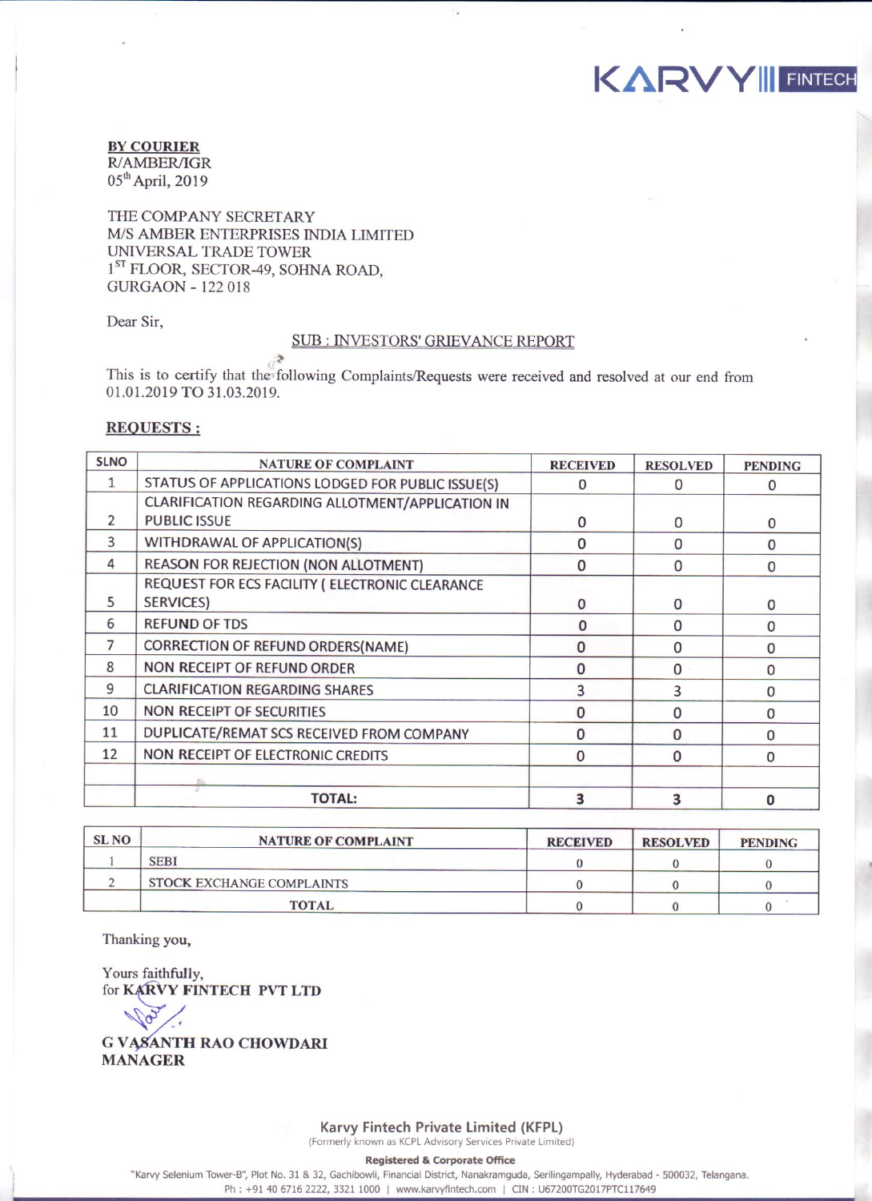KARVY FINTECH

**BY COURIER**
R/AMBER/IGR
05th April, 2019

THE COMPANY SECRETARY
M/S AMBER ENTERPRISES INDIA LIMITED
UNIVERSAL TRADE TOWER
1ST FLOOR, SECTOR-49, SOHNA ROAD,
GURGAON - 122 018

Dear Sir,

SUB : INVESTORS' GRIEVANCE REPORT

This is to certify that the following Complaints/Requests were received and resolved at our end from 01.01.2019 TO 31.03.2019.

**REQUESTS :**

| SLNO | NATURE OF COMPLAINT | RECEIVED | RESOLVED | PENDING |
|---|---|---|---|---|
| 1 | STATUS OF APPLICATIONS LODGED FOR PUBLIC ISSUE(S) | 0 | 0 | 0 |
| 2 | CLARIFICATION REGARDING ALLOTMENT/APPLICATION IN PUBLIC ISSUE | 0 | 0 | 0 |
| 3 | WITHDRAWAL OF APPLICATION(S) | 0 | 0 | 0 |
| 4 | REASON FOR REJECTION (NON ALLOTMENT) | 0 | 0 | 0 |
| 5 | REQUEST FOR ECS FACILITY ( ELECTRONIC CLEARANCE SERVICES) | 0 | 0 | 0 |
| 6 | REFUND OF TDS | 0 | 0 | 0 |
| 7 | CORRECTION OF REFUND ORDERS(NAME) | 0 | 0 | 0 |
| 8 | NON RECEIPT OF REFUND ORDER | 0 | 0 | 0 |
| 9 | CLARIFICATION REGARDING SHARES | 3 | 3 | 0 |
| 10 | NON RECEIPT OF SECURITIES | 0 | 0 | 0 |
| 11 | DUPLICATE/REMAT SCS RECEIVED FROM COMPANY | 0 | 0 | 0 |
| 12 | NON RECEIPT OF ELECTRONIC CREDITS | 0 | 0 | 0 |
| | | | | |
| | **TOTAL:** | **3** | **3** | **0** |

| SL NO | NATURE OF COMPLAINT | RECEIVED | RESOLVED | PENDING |
|---|---|---|---|---|
| 1 | SEBI | 0 | 0 | 0 |
| 2 | STOCK EXCHANGE COMPLAINTS | 0 | 0 | 0 |
| | TOTAL | 0 | 0 | 0 |

Thanking you,

Yours faithfully,
for **KARVY FINTECH PVT LTD**

**G VASANTH RAO CHOWDARI**
**MANAGER**

**Karvy Fintech Private Limited (KFPL)**
(Formerly known as KCPL Advisory Services Private Limited)

**Registered & Corporate Office**
"Karvy Selenium Tower-B", Plot No. 31 & 32, Gachibowli, Financial District, Nanakramguda, Serilingampally, Hyderabad - 500032, Telangana.
Ph : +91 40 6716 2222, 3321 1000 | www.karvyfintech.com | CIN : U67200TG2017PTC117649